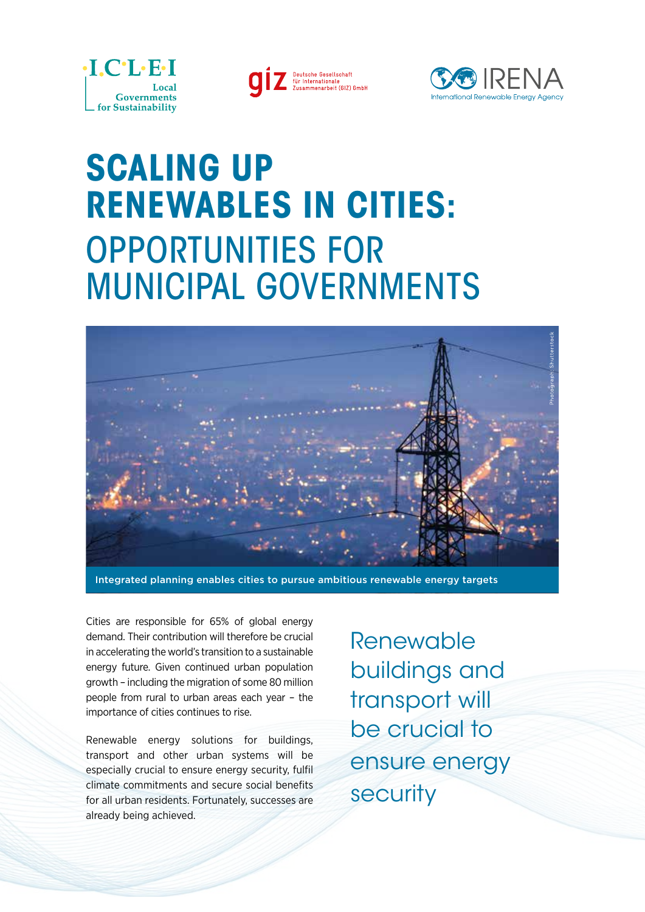I.C.L.E.I Local Governments for Sustainability

giz Deutsche Gesellschaft für Internationale Zusammenarbeit (GIZ) GmbH

IRENA International Renewable Energy Agency

# SCALING UP RENEWABLES IN CITIES: OPPORTUNITIES FOR MUNICIPAL GOVERNMENTS

Photograph: Shutterstock

Integrated planning enables cities to pursue ambitious renewable energy targets

Cities are responsible for 65% of global energy demand. Their contribution will therefore be crucial in accelerating the world's transition to a sustainable energy future. Given continued urban population growth – including the migration of some 80 million people from rural to urban areas each year – the importance of cities continues to rise.

Renewable energy solutions for buildings, transport and other urban systems will be especially crucial to ensure energy security, fulfil climate commitments and secure social benefits for all urban residents. Fortunately, successes are already being achieved.

> Renewable buildings and transport will be crucial to ensure energy security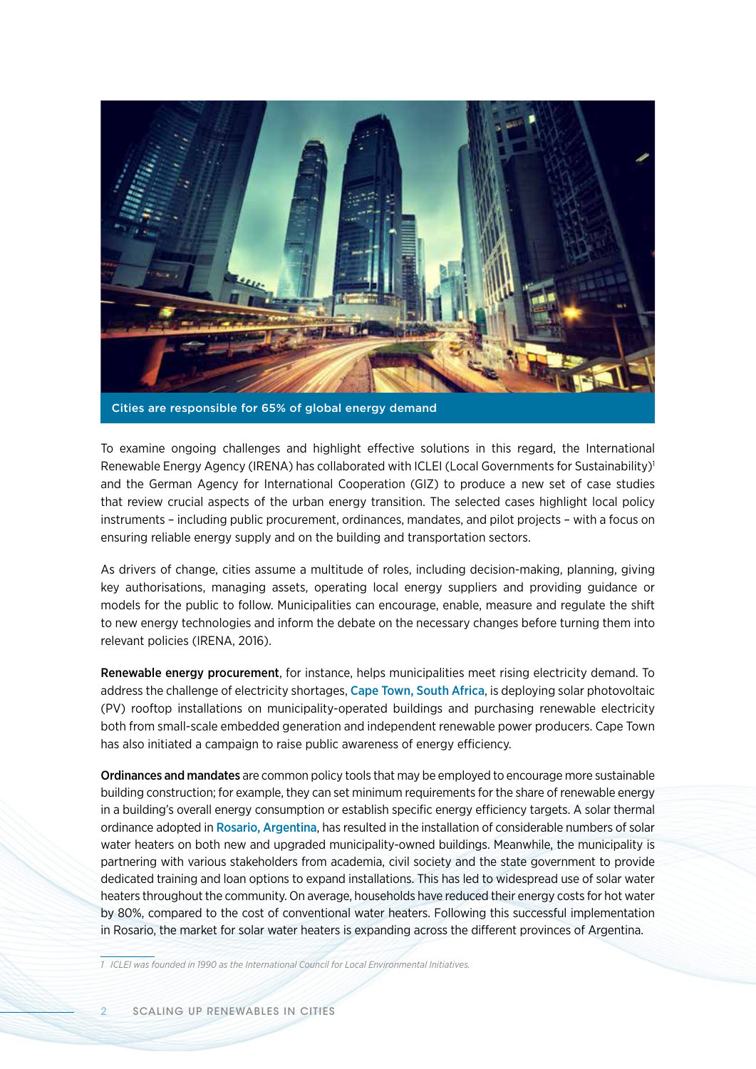Cities are responsible for 65% of global energy demand

To examine ongoing challenges and highlight effective solutions in this regard, the International Renewable Energy Agency (IRENA) has collaborated with ICLEI (Local Governments for Sustainability)[1] and the German Agency for International Cooperation (GIZ) to produce a new set of case studies that review crucial aspects of the urban energy transition. The selected cases highlight local policy instruments – including public procurement, ordinances, mandates, and pilot projects – with a focus on ensuring reliable energy supply and on the building and transportation sectors.

As drivers of change, cities assume a multitude of roles, including decision-making, planning, giving key authorisations, managing assets, operating local energy suppliers and providing guidance or models for the public to follow. Municipalities can encourage, enable, measure and regulate the shift to new energy technologies and inform the debate on the necessary changes before turning them into relevant policies (IRENA, 2016).

**Renewable energy procurement**, for instance, helps municipalities meet rising electricity demand. To address the challenge of electricity shortages, Cape Town, South Africa, is deploying solar photovoltaic (PV) rooftop installations on municipality-operated buildings and purchasing renewable electricity both from small-scale embedded generation and independent renewable power producers. Cape Town has also initiated a campaign to raise public awareness of energy efficiency.

**Ordinances and mandates** are common policy tools that may be employed to encourage more sustainable building construction; for example, they can set minimum requirements for the share of renewable energy in a building's overall energy consumption or establish specific energy efficiency targets. A solar thermal ordinance adopted in Rosario, Argentina, has resulted in the installation of considerable numbers of solar water heaters on both new and upgraded municipality-owned buildings. Meanwhile, the municipality is partnering with various stakeholders from academia, civil society and the state government to provide dedicated training and loan options to expand installations. This has led to widespread use of solar water heaters throughout the community. On average, households have reduced their energy costs for hot water by 80%, compared to the cost of conventional water heaters. Following this successful implementation in Rosario, the market for solar water heaters is expanding across the different provinces of Argentina.

*1 ICLEI was founded in 1990 as the International Council for Local Environmental Initiatives.*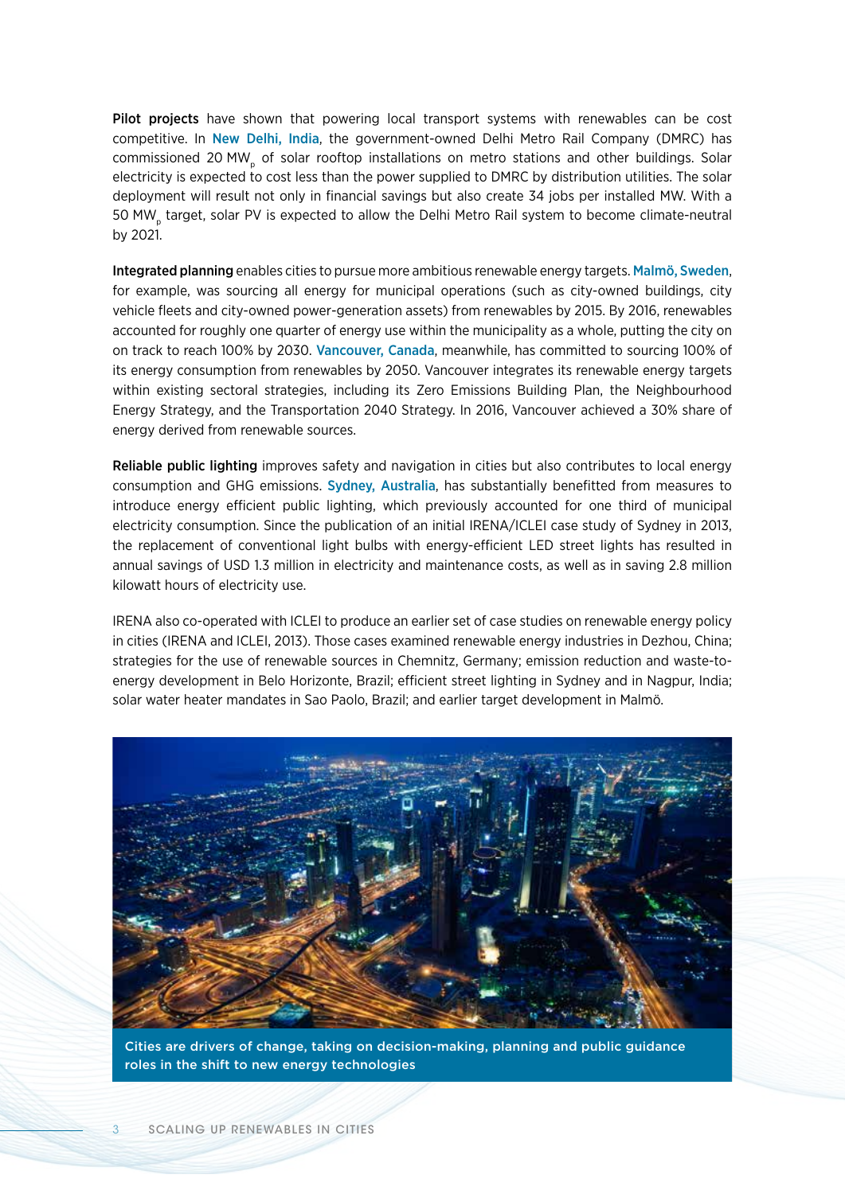**Pilot projects** have shown that powering local transport systems with renewables can be cost competitive. In New Delhi, India, the government-owned Delhi Metro Rail Company (DMRC) has commissioned 20 $MW_p$ of solar rooftop installations on metro stations and other buildings. Solar electricity is expected to cost less than the power supplied to DMRC by distribution utilities. The solar deployment will result not only in financial savings but also create 34 jobs per installed MW. With a 50 $MW_p$ target, solar PV is expected to allow the Delhi Metro Rail system to become climate-neutral by 2021.

**Integrated planning** enables cities to pursue more ambitious renewable energy targets. Malmö, Sweden, for example, was sourcing all energy for municipal operations (such as city-owned buildings, city vehicle fleets and city-owned power-generation assets) from renewables by 2015. By 2016, renewables accounted for roughly one quarter of energy use within the municipality as a whole, putting the city on on track to reach 100% by 2030. Vancouver, Canada, meanwhile, has committed to sourcing 100% of its energy consumption from renewables by 2050. Vancouver integrates its renewable energy targets within existing sectoral strategies, including its Zero Emissions Building Plan, the Neighbourhood Energy Strategy, and the Transportation 2040 Strategy. In 2016, Vancouver achieved a 30% share of energy derived from renewable sources.

**Reliable public lighting** improves safety and navigation in cities but also contributes to local energy consumption and GHG emissions. Sydney, Australia, has substantially benefitted from measures to introduce energy efficient public lighting, which previously accounted for one third of municipal electricity consumption. Since the publication of an initial IRENA/ICLEI case study of Sydney in 2013, the replacement of conventional light bulbs with energy-efficient LED street lights has resulted in annual savings of USD 1.3 million in electricity and maintenance costs, as well as in saving 2.8 million kilowatt hours of electricity use.

IRENA also co-operated with ICLEI to produce an earlier set of case studies on renewable energy policy in cities (IRENA and ICLEI, 2013). Those cases examined renewable energy industries in Dezhou, China; strategies for the use of renewable sources in Chemnitz, Germany; emission reduction and waste-to-energy development in Belo Horizonte, Brazil; efficient street lighting in Sydney and in Nagpur, India; solar water heater mandates in Sao Paolo, Brazil; and earlier target development in Malmö.

Cities are drivers of change, taking on decision-making, planning and public guidance roles in the shift to new energy technologies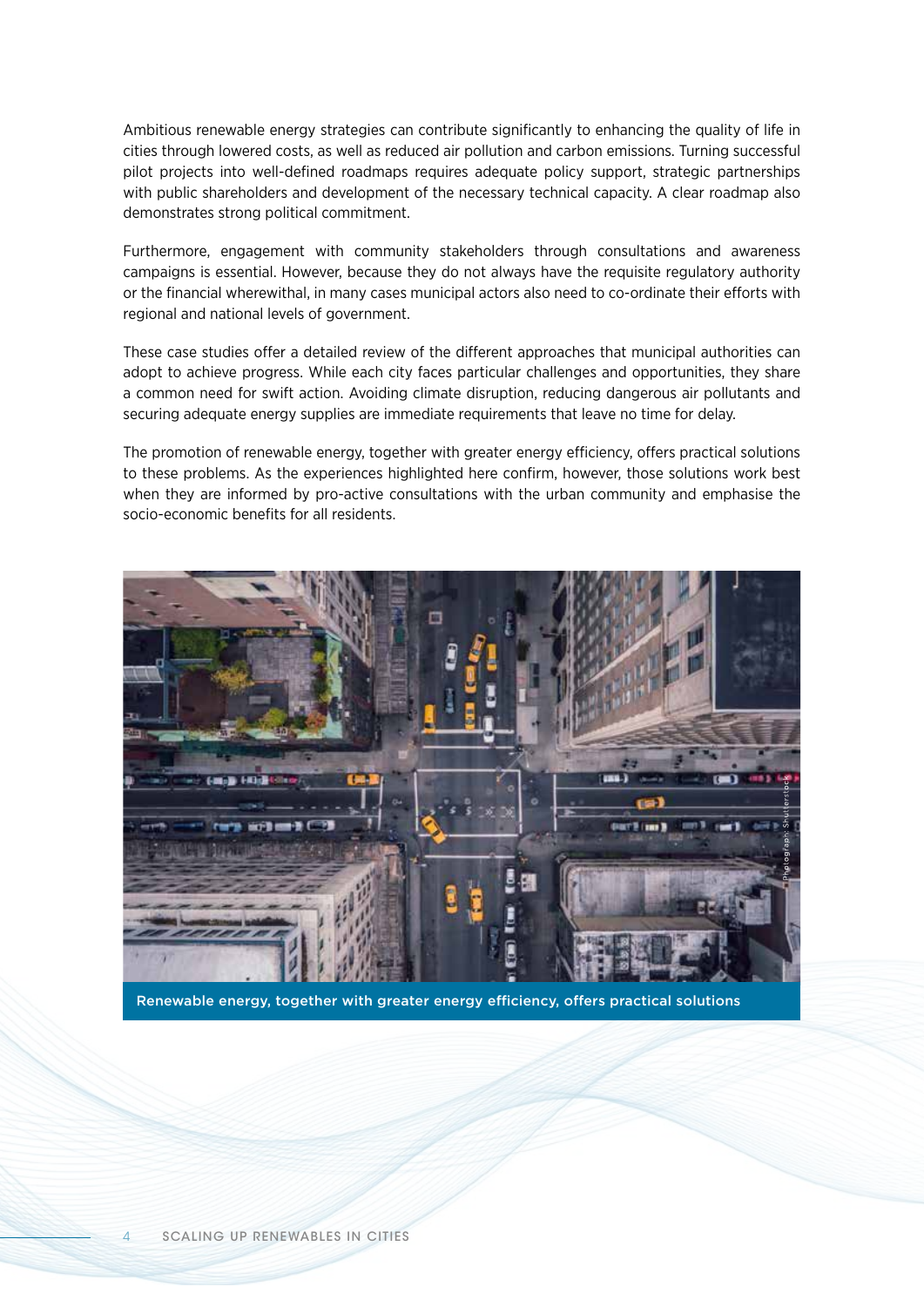Ambitious renewable energy strategies can contribute significantly to enhancing the quality of life in cities through lowered costs, as well as reduced air pollution and carbon emissions. Turning successful pilot projects into well-defined roadmaps requires adequate policy support, strategic partnerships with public shareholders and development of the necessary technical capacity. A clear roadmap also demonstrates strong political commitment.

Furthermore, engagement with community stakeholders through consultations and awareness campaigns is essential. However, because they do not always have the requisite regulatory authority or the financial wherewithal, in many cases municipal actors also need to co-ordinate their efforts with regional and national levels of government.

These case studies offer a detailed review of the different approaches that municipal authorities can adopt to achieve progress. While each city faces particular challenges and opportunities, they share a common need for swift action. Avoiding climate disruption, reducing dangerous air pollutants and securing adequate energy supplies are immediate requirements that leave no time for delay.

The promotion of renewable energy, together with greater energy efficiency, offers practical solutions to these problems. As the experiences highlighted here confirm, however, those solutions work best when they are informed by pro-active consultations with the urban community and emphasise the socio-economic benefits for all residents.

Photograph: Shutterstock

**Renewable energy, together with greater energy efficiency, offers practical solutions**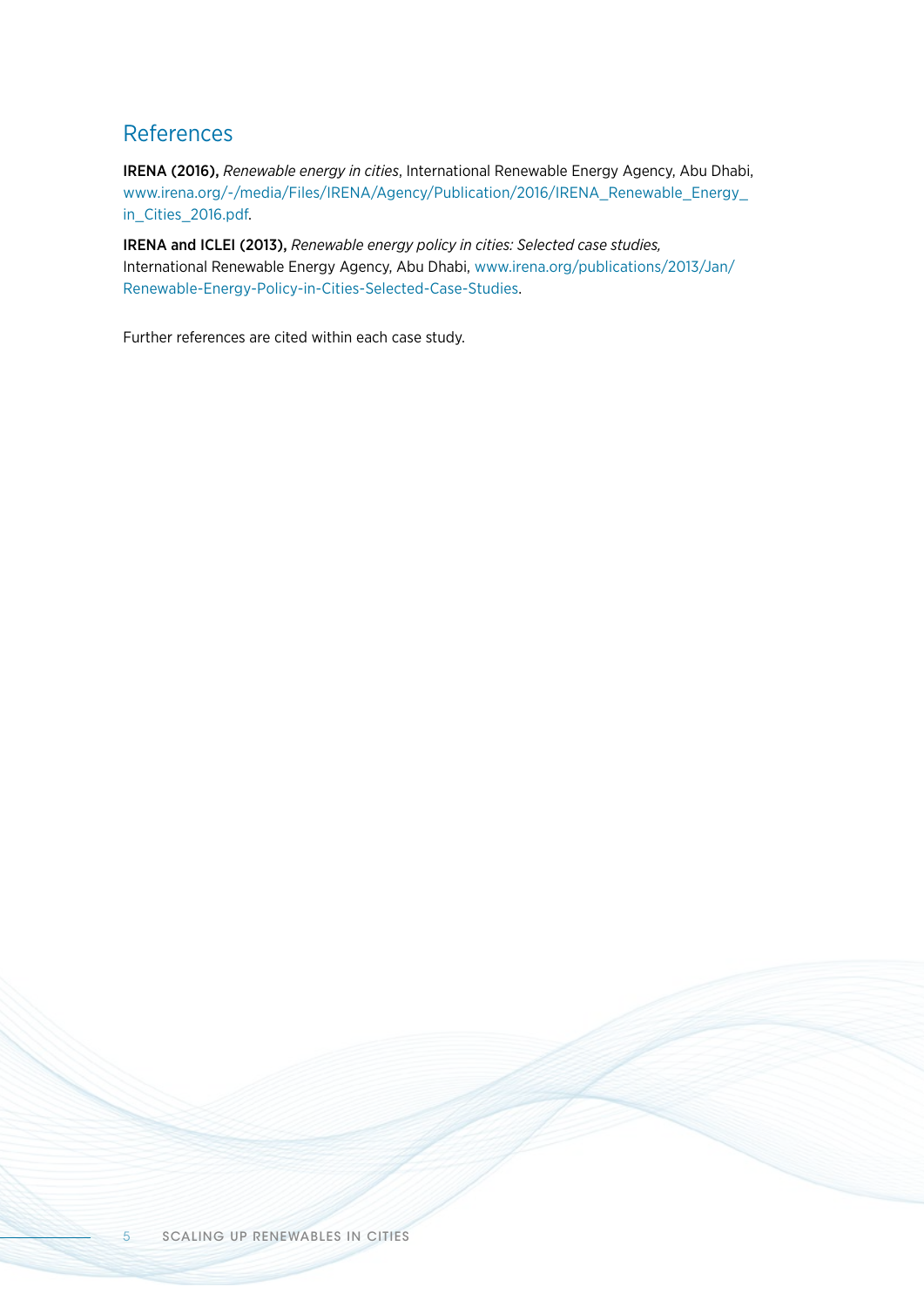## References

**IRENA (2016),** *Renewable energy in cities*, International Renewable Energy Agency, Abu Dhabi, www.irena.org/-/media/Files/IRENA/Agency/Publication/2016/IRENA_Renewable_Energy_in_Cities_2016.pdf.

**IRENA and ICLEI (2013),** *Renewable energy policy in cities: Selected case studies,* International Renewable Energy Agency, Abu Dhabi, www.irena.org/publications/2013/Jan/Renewable-Energy-Policy-in-Cities-Selected-Case-Studies.

Further references are cited within each case study.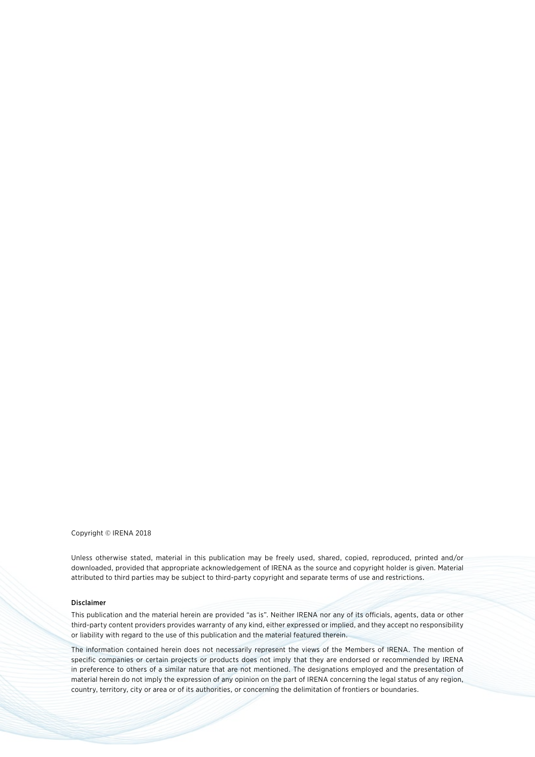Copyright © IRENA 2018

Unless otherwise stated, material in this publication may be freely used, shared, copied, reproduced, printed and/or downloaded, provided that appropriate acknowledgement of IRENA as the source and copyright holder is given. Material attributed to third parties may be subject to third-party copyright and separate terms of use and restrictions.

**Disclaimer**

This publication and the material herein are provided "as is". Neither IRENA nor any of its officials, agents, data or other third-party content providers provides warranty of any kind, either expressed or implied, and they accept no responsibility or liability with regard to the use of this publication and the material featured therein.

The information contained herein does not necessarily represent the views of the Members of IRENA. The mention of specific companies or certain projects or products does not imply that they are endorsed or recommended by IRENA in preference to others of a similar nature that are not mentioned. The designations employed and the presentation of material herein do not imply the expression of any opinion on the part of IRENA concerning the legal status of any region, country, territory, city or area or of its authorities, or concerning the delimitation of frontiers or boundaries.